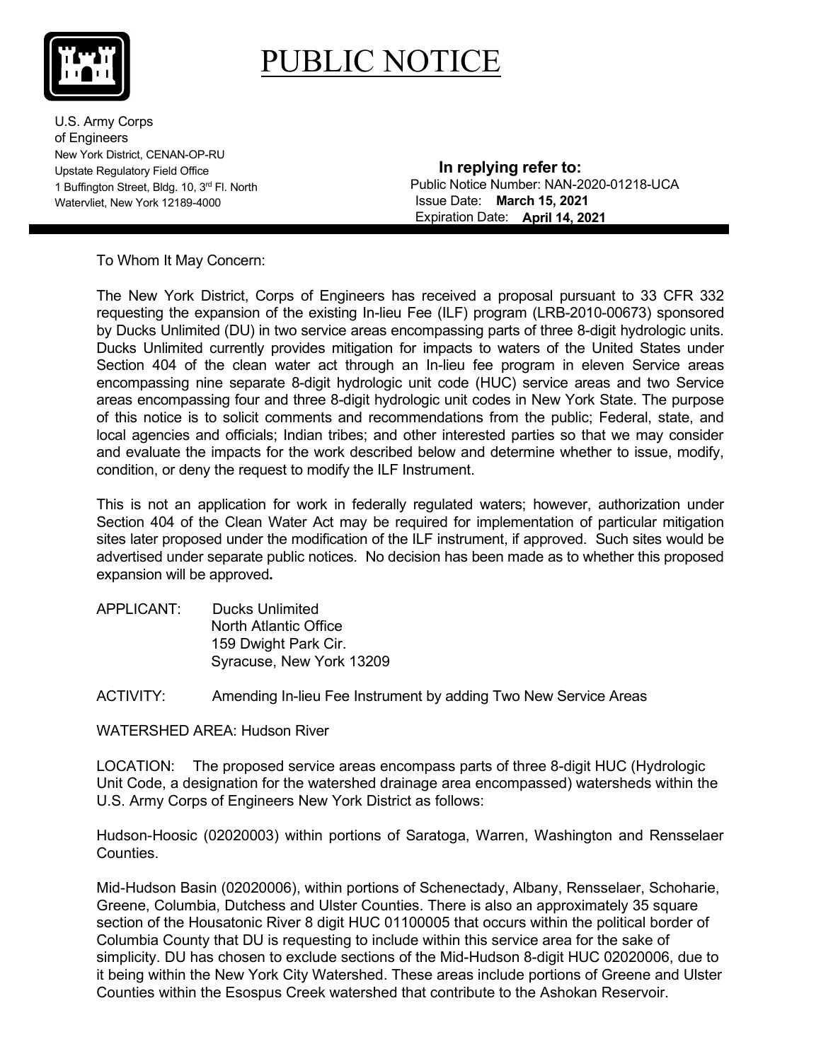# PUBLIC NOTICE

U.S. Army Corps of Engineers
New York District, CENAN-OP-RU
Upstate Regulatory Field Office
1 Buffington Street, Bldg. 10, 3rd Fl. North
Watervliet, New York 12189-4000

**In replying refer to:**
Public Notice Number: NAN-2020-01218-UCA
Issue Date: **March 15, 2021**
Expiration Date: **April 14, 2021**

---

To Whom It May Concern:

The New York District, Corps of Engineers has received a proposal pursuant to 33 CFR 332 requesting the expansion of the existing In-lieu Fee (ILF) program (LRB-2010-00673) sponsored by Ducks Unlimited (DU) in two service areas encompassing parts of three 8-digit hydrologic units. Ducks Unlimited currently provides mitigation for impacts to waters of the United States under Section 404 of the clean water act through an In-lieu fee program in eleven Service areas encompassing nine separate 8-digit hydrologic unit code (HUC) service areas and two Service areas encompassing four and three 8-digit hydrologic unit codes in New York State. The purpose of this notice is to solicit comments and recommendations from the public; Federal, state, and local agencies and officials; Indian tribes; and other interested parties so that we may consider and evaluate the impacts for the work described below and determine whether to issue, modify, condition, or deny the request to modify the ILF Instrument.

This is not an application for work in federally regulated waters; however, authorization under Section 404 of the Clean Water Act may be required for implementation of particular mitigation sites later proposed under the modification of the ILF instrument, if approved. Such sites would be advertised under separate public notices. No decision has been made as to whether this proposed expansion will be approved**.**

APPLICANT: Ducks Unlimited
North Atlantic Office
159 Dwight Park Cir.
Syracuse, New York 13209

ACTIVITY: Amending In-lieu Fee Instrument by adding Two New Service Areas

WATERSHED AREA: Hudson River

LOCATION: The proposed service areas encompass parts of three 8-digit HUC (Hydrologic Unit Code, a designation for the watershed drainage area encompassed) watersheds within the U.S. Army Corps of Engineers New York District as follows:

Hudson-Hoosic (02020003) within portions of Saratoga, Warren, Washington and Rensselaer Counties.

Mid-Hudson Basin (02020006), within portions of Schenectady, Albany, Rensselaer, Schoharie, Greene, Columbia, Dutchess and Ulster Counties. There is also an approximately 35 square section of the Housatonic River 8 digit HUC 01100005 that occurs within the political border of Columbia County that DU is requesting to include within this service area for the sake of simplicity. DU has chosen to exclude sections of the Mid-Hudson 8-digit HUC 02020006, due to it being within the New York City Watershed. These areas include portions of Greene and Ulster Counties within the Esospus Creek watershed that contribute to the Ashokan Reservoir.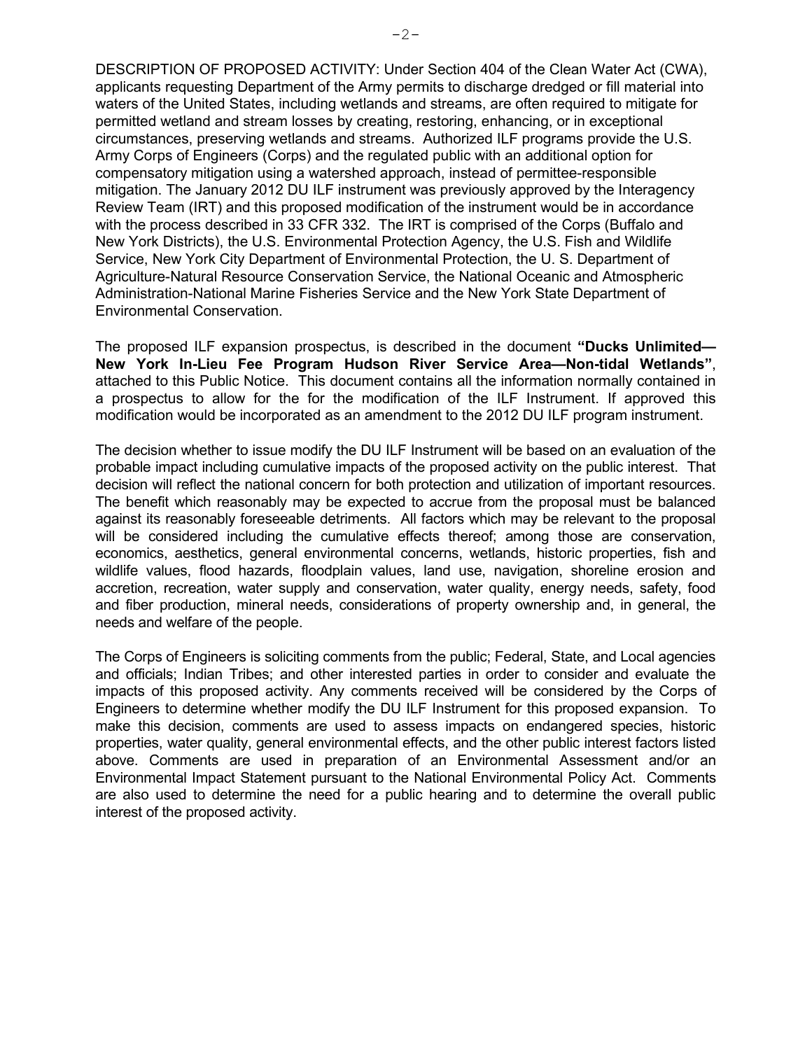DESCRIPTION OF PROPOSED ACTIVITY: Under Section 404 of the Clean Water Act (CWA), applicants requesting Department of the Army permits to discharge dredged or fill material into waters of the United States, including wetlands and streams, are often required to mitigate for permitted wetland and stream losses by creating, restoring, enhancing, or in exceptional circumstances, preserving wetlands and streams. Authorized ILF programs provide the U.S. Army Corps of Engineers (Corps) and the regulated public with an additional option for compensatory mitigation using a watershed approach, instead of permittee-responsible mitigation. The January 2012 DU ILF instrument was previously approved by the Interagency Review Team (IRT) and this proposed modification of the instrument would be in accordance with the process described in 33 CFR 332. The IRT is comprised of the Corps (Buffalo and New York Districts), the U.S. Environmental Protection Agency, the U.S. Fish and Wildlife Service, New York City Department of Environmental Protection, the U. S. Department of Agriculture-Natural Resource Conservation Service, the National Oceanic and Atmospheric Administration-National Marine Fisheries Service and the New York State Department of Environmental Conservation.

The proposed ILF expansion prospectus, is described in the document **"Ducks Unlimited—New York In-Lieu Fee Program Hudson River Service Area—Non-tidal Wetlands"**, attached to this Public Notice. This document contains all the information normally contained in a prospectus to allow for the for the modification of the ILF Instrument. If approved this modification would be incorporated as an amendment to the 2012 DU ILF program instrument.

The decision whether to issue modify the DU ILF Instrument will be based on an evaluation of the probable impact including cumulative impacts of the proposed activity on the public interest. That decision will reflect the national concern for both protection and utilization of important resources. The benefit which reasonably may be expected to accrue from the proposal must be balanced against its reasonably foreseeable detriments. All factors which may be relevant to the proposal will be considered including the cumulative effects thereof; among those are conservation, economics, aesthetics, general environmental concerns, wetlands, historic properties, fish and wildlife values, flood hazards, floodplain values, land use, navigation, shoreline erosion and accretion, recreation, water supply and conservation, water quality, energy needs, safety, food and fiber production, mineral needs, considerations of property ownership and, in general, the needs and welfare of the people.

The Corps of Engineers is soliciting comments from the public; Federal, State, and Local agencies and officials; Indian Tribes; and other interested parties in order to consider and evaluate the impacts of this proposed activity. Any comments received will be considered by the Corps of Engineers to determine whether modify the DU ILF Instrument for this proposed expansion. To make this decision, comments are used to assess impacts on endangered species, historic properties, water quality, general environmental effects, and the other public interest factors listed above. Comments are used in preparation of an Environmental Assessment and/or an Environmental Impact Statement pursuant to the National Environmental Policy Act. Comments are also used to determine the need for a public hearing and to determine the overall public interest of the proposed activity.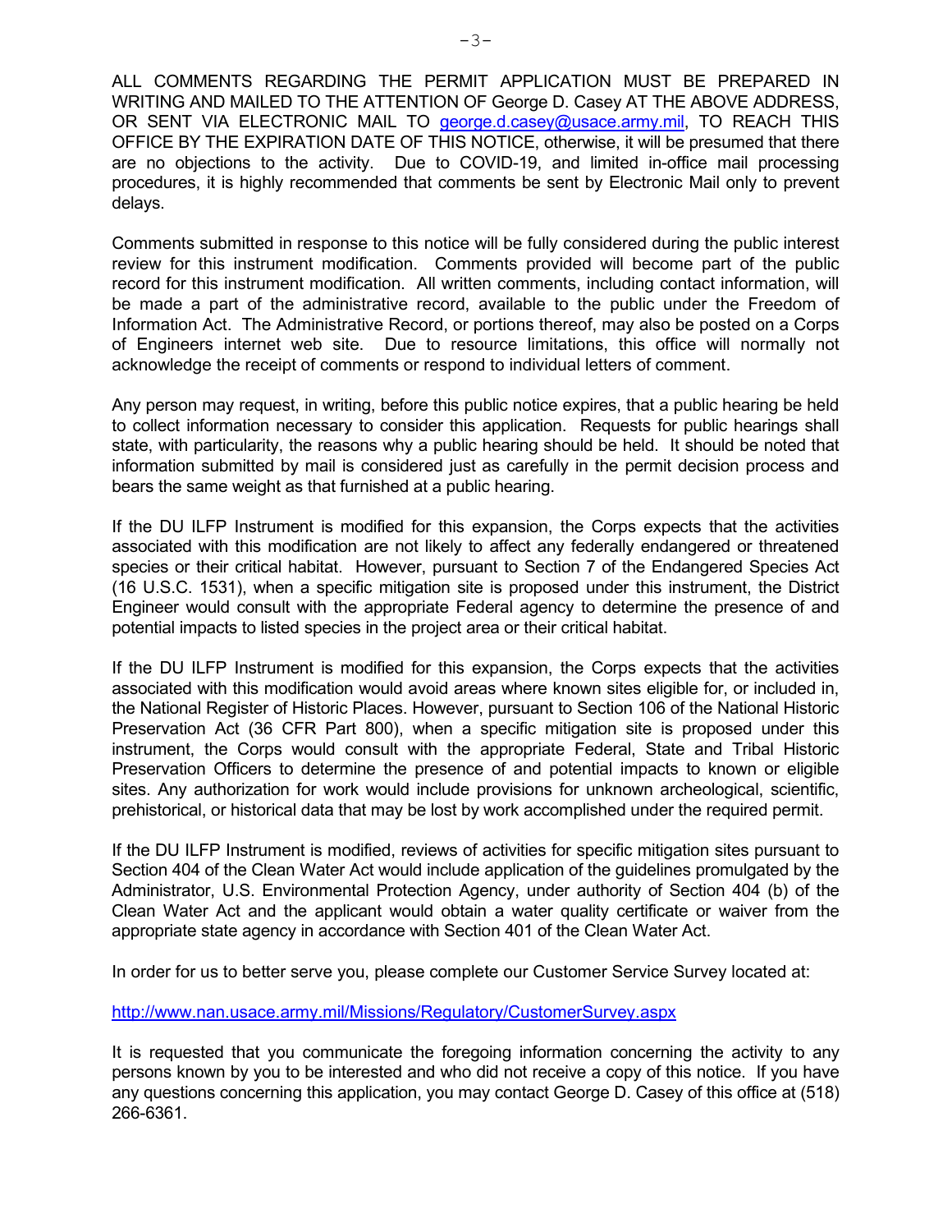ALL COMMENTS REGARDING THE PERMIT APPLICATION MUST BE PREPARED IN WRITING AND MAILED TO THE ATTENTION OF George D. Casey AT THE ABOVE ADDRESS, OR SENT VIA ELECTRONIC MAIL TO george.d.casey@usace.army.mil, TO REACH THIS OFFICE BY THE EXPIRATION DATE OF THIS NOTICE, otherwise, it will be presumed that there are no objections to the activity. Due to COVID-19, and limited in-office mail processing procedures, it is highly recommended that comments be sent by Electronic Mail only to prevent delays.

Comments submitted in response to this notice will be fully considered during the public interest review for this instrument modification. Comments provided will become part of the public record for this instrument modification. All written comments, including contact information, will be made a part of the administrative record, available to the public under the Freedom of Information Act. The Administrative Record, or portions thereof, may also be posted on a Corps of Engineers internet web site. Due to resource limitations, this office will normally not acknowledge the receipt of comments or respond to individual letters of comment.

Any person may request, in writing, before this public notice expires, that a public hearing be held to collect information necessary to consider this application. Requests for public hearings shall state, with particularity, the reasons why a public hearing should be held. It should be noted that information submitted by mail is considered just as carefully in the permit decision process and bears the same weight as that furnished at a public hearing.

If the DU ILFP Instrument is modified for this expansion, the Corps expects that the activities associated with this modification are not likely to affect any federally endangered or threatened species or their critical habitat. However, pursuant to Section 7 of the Endangered Species Act (16 U.S.C. 1531), when a specific mitigation site is proposed under this instrument, the District Engineer would consult with the appropriate Federal agency to determine the presence of and potential impacts to listed species in the project area or their critical habitat.

If the DU ILFP Instrument is modified for this expansion, the Corps expects that the activities associated with this modification would avoid areas where known sites eligible for, or included in, the National Register of Historic Places. However, pursuant to Section 106 of the National Historic Preservation Act (36 CFR Part 800), when a specific mitigation site is proposed under this instrument, the Corps would consult with the appropriate Federal, State and Tribal Historic Preservation Officers to determine the presence of and potential impacts to known or eligible sites. Any authorization for work would include provisions for unknown archeological, scientific, prehistorical, or historical data that may be lost by work accomplished under the required permit.

If the DU ILFP Instrument is modified, reviews of activities for specific mitigation sites pursuant to Section 404 of the Clean Water Act would include application of the guidelines promulgated by the Administrator, U.S. Environmental Protection Agency, under authority of Section 404 (b) of the Clean Water Act and the applicant would obtain a water quality certificate or waiver from the appropriate state agency in accordance with Section 401 of the Clean Water Act.

In order for us to better serve you, please complete our Customer Service Survey located at:

http://www.nan.usace.army.mil/Missions/Regulatory/CustomerSurvey.aspx

It is requested that you communicate the foregoing information concerning the activity to any persons known by you to be interested and who did not receive a copy of this notice. If you have any questions concerning this application, you may contact George D. Casey of this office at (518) 266-6361.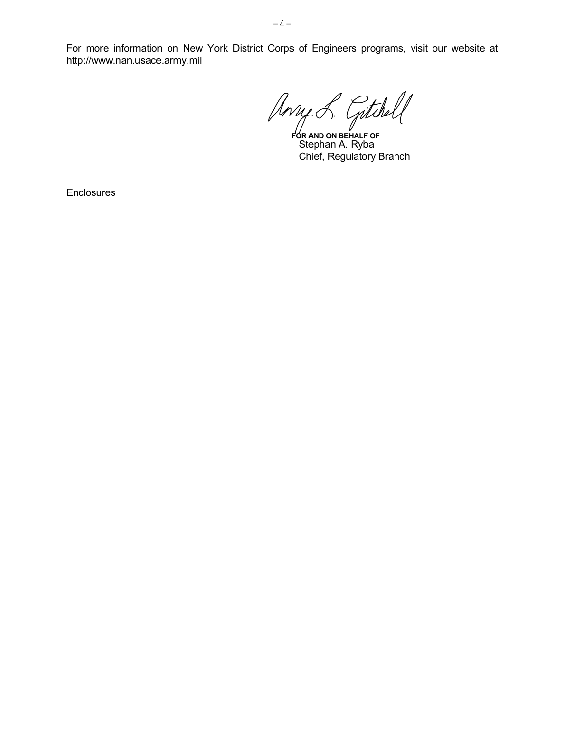For more information on New York District Corps of Engineers programs, visit our website at http://www.nan.usace.army.mil

Amy L. Gitchell

**FOR AND ON BEHALF OF**
Stephan A. Ryba
Chief, Regulatory Branch

Enclosures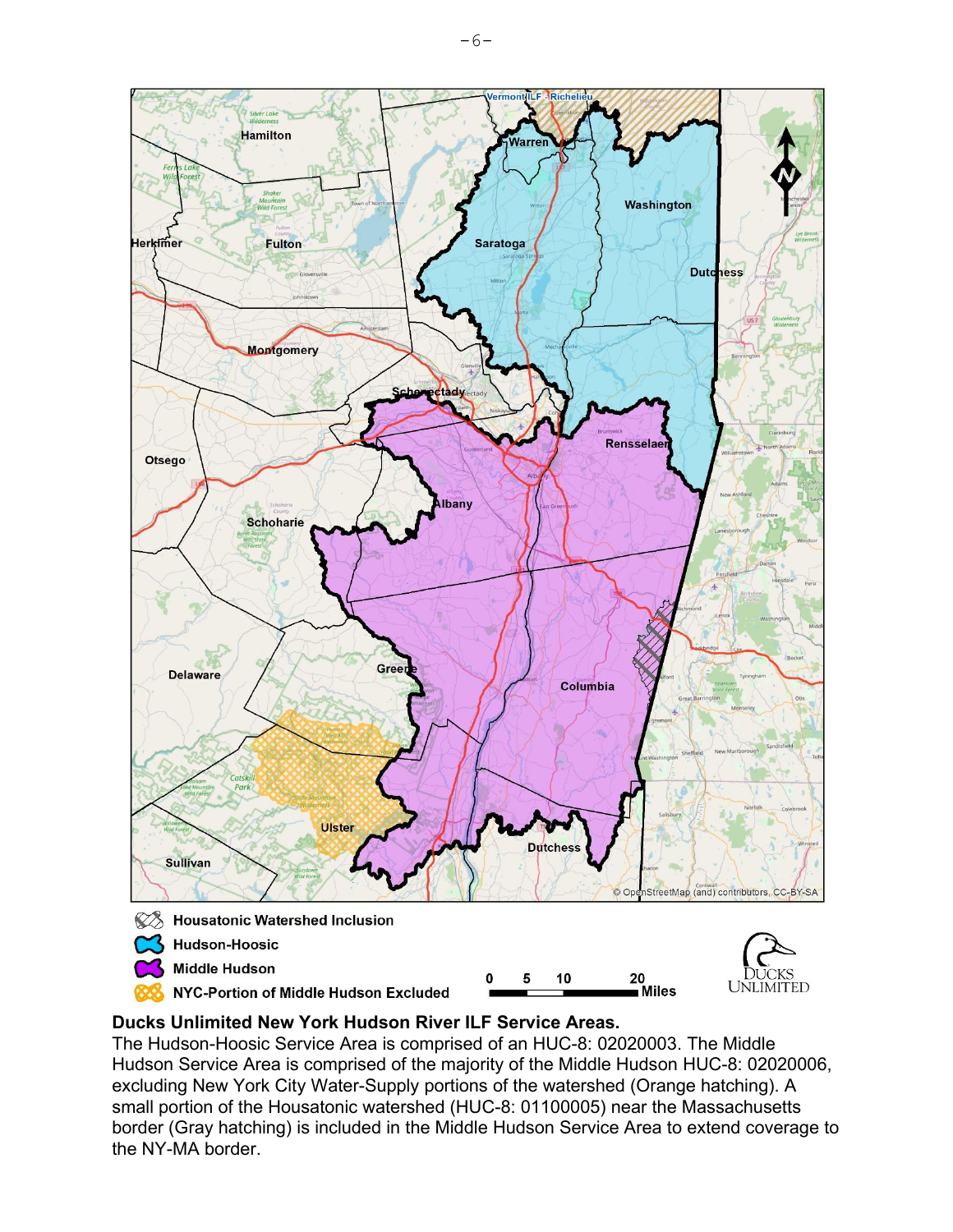Housatonic Watershed Inclusion

Hudson-Hoosic

Middle Hudson

NYC-Portion of Middle Hudson Excluded

0 5 10 20 Miles

**Ducks Unlimited New York Hudson River ILF Service Areas.**
The Hudson-Hoosic Service Area is comprised of an HUC-8: 02020003. The Middle Hudson Service Area is comprised of the majority of the Middle Hudson HUC-8: 02020006, excluding New York City Water-Supply portions of the watershed (Orange hatching). A small portion of the Housatonic watershed (HUC-8: 01100005) near the Massachusetts border (Gray hatching) is included in the Middle Hudson Service Area to extend coverage to the NY-MA border.